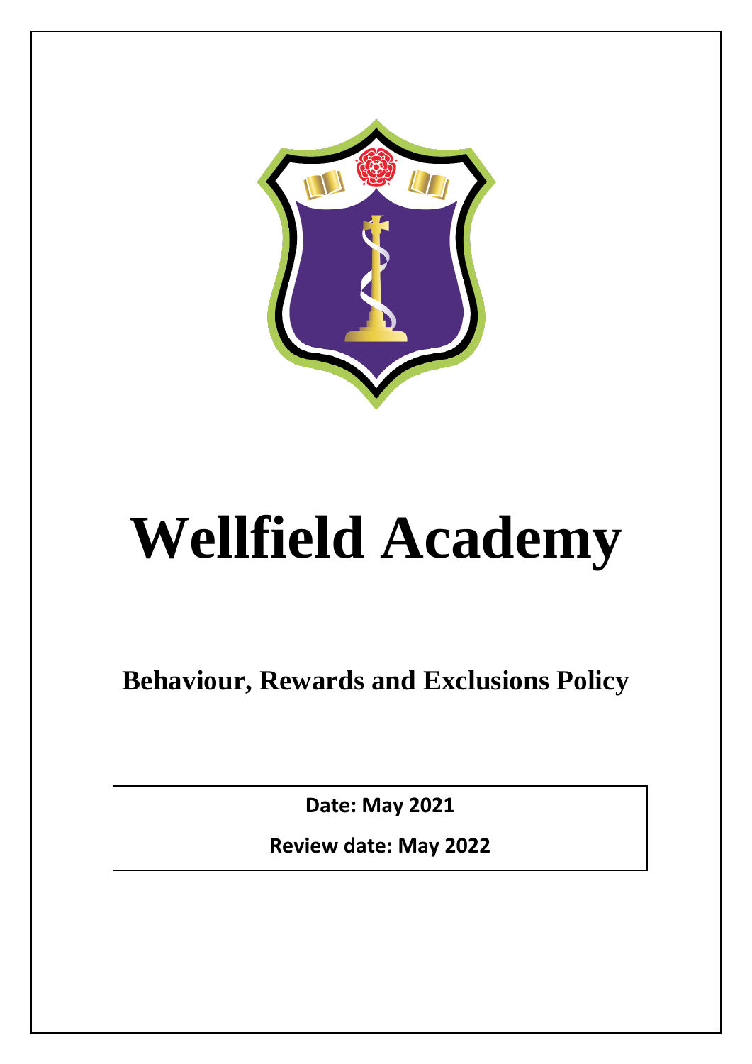# Wellfield Academy

## Behaviour, Rewards and Exclusions Policy

**Date: May 2021**

**Review date: May 2022**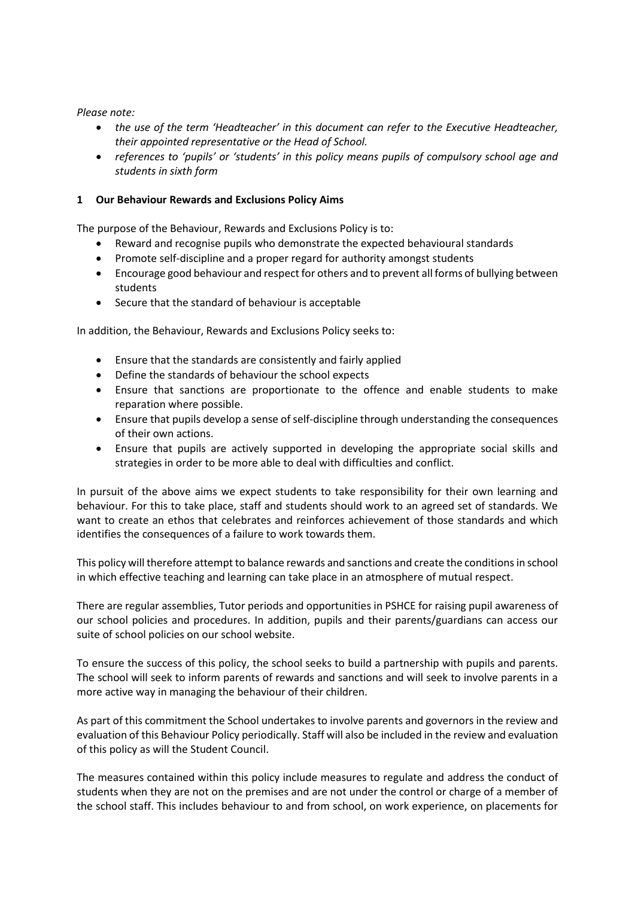*Please note:*

- *the use of the term 'Headteacher' in this document can refer to the Executive Headteacher, their appointed representative or the Head of School.*
- *references to 'pupils' or 'students' in this policy means pupils of compulsory school age and students in sixth form*

## 1 Our Behaviour Rewards and Exclusions Policy Aims

The purpose of the Behaviour, Rewards and Exclusions Policy is to:

- Reward and recognise pupils who demonstrate the expected behavioural standards
- Promote self-discipline and a proper regard for authority amongst students
- Encourage good behaviour and respect for others and to prevent all forms of bullying between students
- Secure that the standard of behaviour is acceptable

In addition, the Behaviour, Rewards and Exclusions Policy seeks to:

- Ensure that the standards are consistently and fairly applied
- Define the standards of behaviour the school expects
- Ensure that sanctions are proportionate to the offence and enable students to make reparation where possible.
- Ensure that pupils develop a sense of self-discipline through understanding the consequences of their own actions.
- Ensure that pupils are actively supported in developing the appropriate social skills and strategies in order to be more able to deal with difficulties and conflict.

In pursuit of the above aims we expect students to take responsibility for their own learning and behaviour. For this to take place, staff and students should work to an agreed set of standards. We want to create an ethos that celebrates and reinforces achievement of those standards and which identifies the consequences of a failure to work towards them.

This policy will therefore attempt to balance rewards and sanctions and create the conditions in school in which effective teaching and learning can take place in an atmosphere of mutual respect.

There are regular assemblies, Tutor periods and opportunities in PSHCE for raising pupil awareness of our school policies and procedures. In addition, pupils and their parents/guardians can access our suite of school policies on our school website.

To ensure the success of this policy, the school seeks to build a partnership with pupils and parents. The school will seek to inform parents of rewards and sanctions and will seek to involve parents in a more active way in managing the behaviour of their children.

As part of this commitment the School undertakes to involve parents and governors in the review and evaluation of this Behaviour Policy periodically. Staff will also be included in the review and evaluation of this policy as will the Student Council.

The measures contained within this policy include measures to regulate and address the conduct of students when they are not on the premises and are not under the control or charge of a member of the school staff. This includes behaviour to and from school, on work experience, on placements for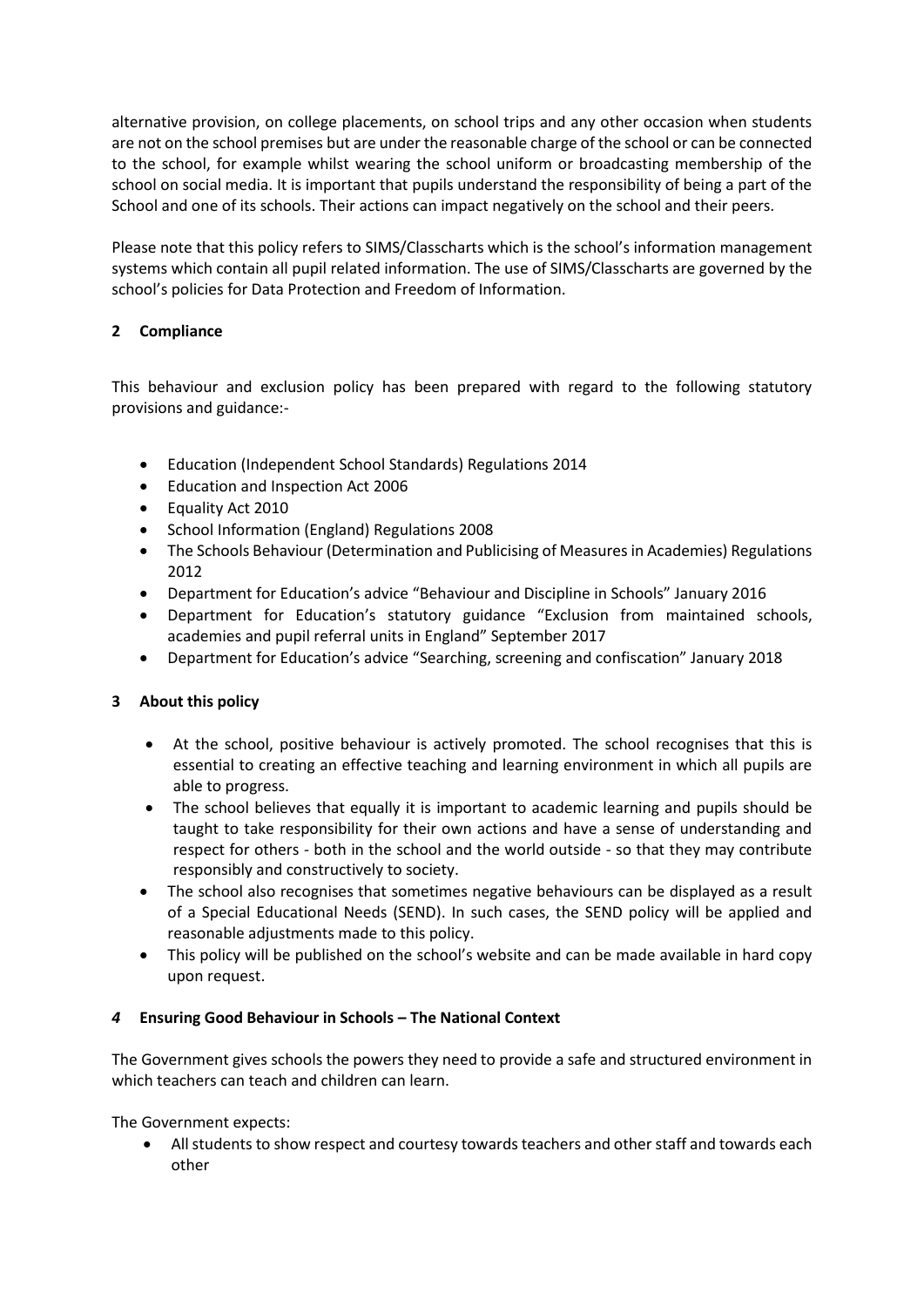alternative provision, on college placements, on school trips and any other occasion when students are not on the school premises but are under the reasonable charge of the school or can be connected to the school, for example whilst wearing the school uniform or broadcasting membership of the school on social media. It is important that pupils understand the responsibility of being a part of the School and one of its schools. Their actions can impact negatively on the school and their peers.

Please note that this policy refers to SIMS/Classcharts which is the school's information management systems which contain all pupil related information. The use of SIMS/Classcharts are governed by the school's policies for Data Protection and Freedom of Information.

## 2 Compliance

This behaviour and exclusion policy has been prepared with regard to the following statutory provisions and guidance:-

- Education (Independent School Standards) Regulations 2014
- Education and Inspection Act 2006
- Equality Act 2010
- School Information (England) Regulations 2008
- The Schools Behaviour (Determination and Publicising of Measures in Academies) Regulations 2012
- Department for Education's advice "Behaviour and Discipline in Schools" January 2016
- Department for Education's statutory guidance "Exclusion from maintained schools, academies and pupil referral units in England" September 2017
- Department for Education's advice "Searching, screening and confiscation" January 2018

## 3 About this policy

- At the school, positive behaviour is actively promoted. The school recognises that this is essential to creating an effective teaching and learning environment in which all pupils are able to progress.
- The school believes that equally it is important to academic learning and pupils should be taught to take responsibility for their own actions and have a sense of understanding and respect for others - both in the school and the world outside - so that they may contribute responsibly and constructively to society.
- The school also recognises that sometimes negative behaviours can be displayed as a result of a Special Educational Needs (SEND). In such cases, the SEND policy will be applied and reasonable adjustments made to this policy.
- This policy will be published on the school's website and can be made available in hard copy upon request.

## *4* Ensuring Good Behaviour in Schools – The National Context

The Government gives schools the powers they need to provide a safe and structured environment in which teachers can teach and children can learn.

The Government expects:

- All students to show respect and courtesy towards teachers and other staff and towards each other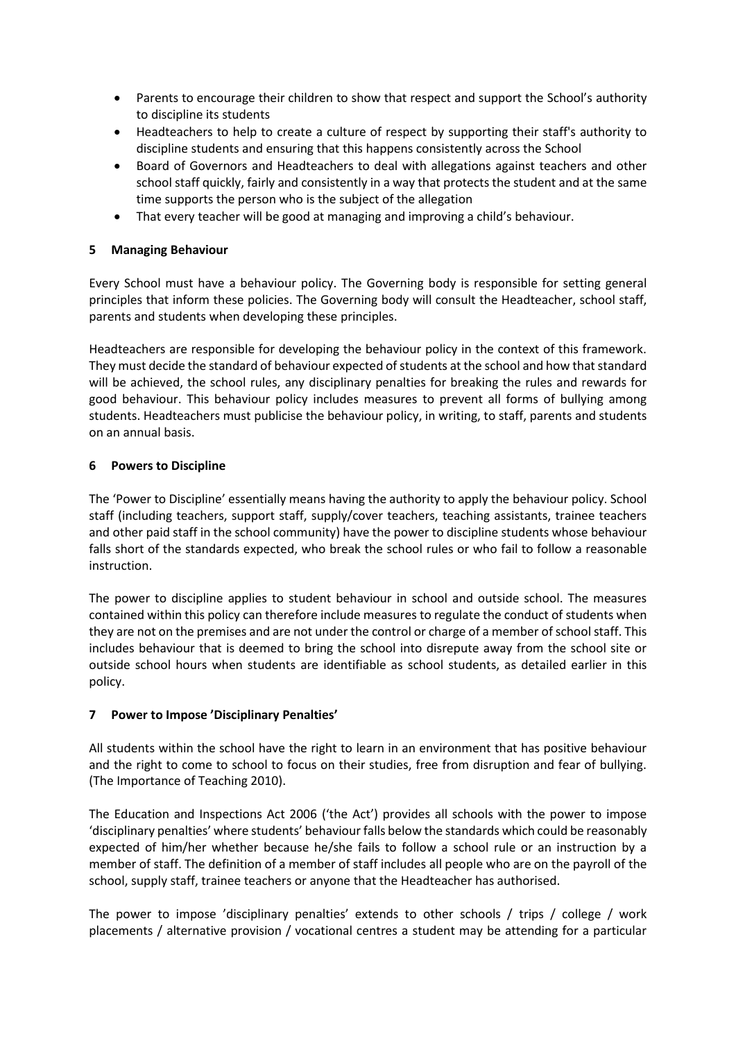- Parents to encourage their children to show that respect and support the School's authority to discipline its students
- Headteachers to help to create a culture of respect by supporting their staff's authority to discipline students and ensuring that this happens consistently across the School
- Board of Governors and Headteachers to deal with allegations against teachers and other school staff quickly, fairly and consistently in a way that protects the student and at the same time supports the person who is the subject of the allegation
- That every teacher will be good at managing and improving a child's behaviour.

## 5 Managing Behaviour

Every School must have a behaviour policy. The Governing body is responsible for setting general principles that inform these policies. The Governing body will consult the Headteacher, school staff, parents and students when developing these principles.

Headteachers are responsible for developing the behaviour policy in the context of this framework. They must decide the standard of behaviour expected of students at the school and how that standard will be achieved, the school rules, any disciplinary penalties for breaking the rules and rewards for good behaviour. This behaviour policy includes measures to prevent all forms of bullying among students. Headteachers must publicise the behaviour policy, in writing, to staff, parents and students on an annual basis.

## 6 Powers to Discipline

The 'Power to Discipline' essentially means having the authority to apply the behaviour policy. School staff (including teachers, support staff, supply/cover teachers, teaching assistants, trainee teachers and other paid staff in the school community) have the power to discipline students whose behaviour falls short of the standards expected, who break the school rules or who fail to follow a reasonable instruction.

The power to discipline applies to student behaviour in school and outside school. The measures contained within this policy can therefore include measures to regulate the conduct of students when they are not on the premises and are not under the control or charge of a member of school staff. This includes behaviour that is deemed to bring the school into disrepute away from the school site or outside school hours when students are identifiable as school students, as detailed earlier in this policy.

## 7 Power to Impose 'Disciplinary Penalties'

All students within the school have the right to learn in an environment that has positive behaviour and the right to come to school to focus on their studies, free from disruption and fear of bullying. (The Importance of Teaching 2010).

The Education and Inspections Act 2006 ('the Act') provides all schools with the power to impose 'disciplinary penalties' where students' behaviour falls below the standards which could be reasonably expected of him/her whether because he/she fails to follow a school rule or an instruction by a member of staff. The definition of a member of staff includes all people who are on the payroll of the school, supply staff, trainee teachers or anyone that the Headteacher has authorised.

The power to impose 'disciplinary penalties' extends to other schools / trips / college / work placements / alternative provision / vocational centres a student may be attending for a particular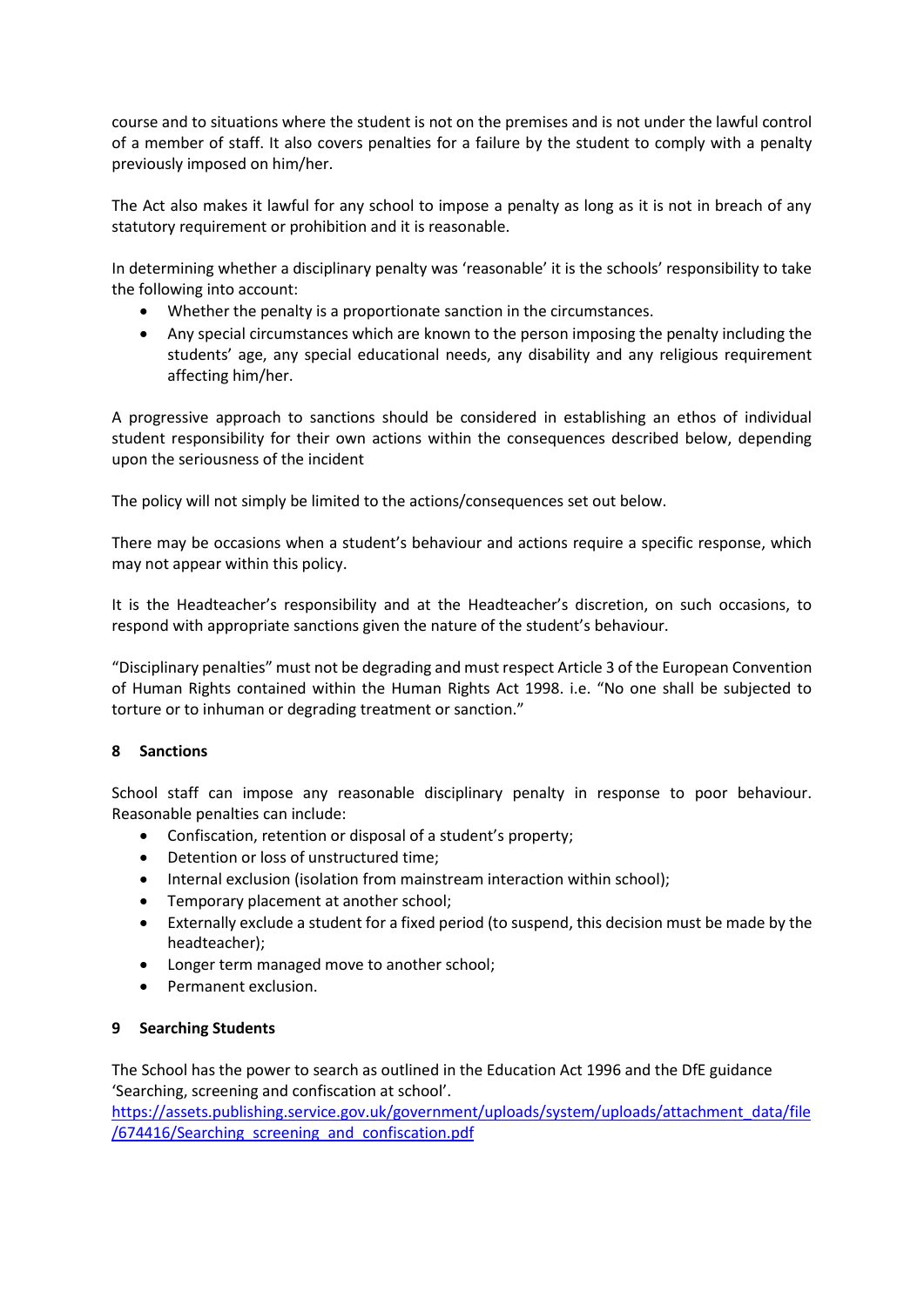course and to situations where the student is not on the premises and is not under the lawful control of a member of staff. It also covers penalties for a failure by the student to comply with a penalty previously imposed on him/her.

The Act also makes it lawful for any school to impose a penalty as long as it is not in breach of any statutory requirement or prohibition and it is reasonable.

In determining whether a disciplinary penalty was 'reasonable' it is the schools' responsibility to take the following into account:

- Whether the penalty is a proportionate sanction in the circumstances.
- Any special circumstances which are known to the person imposing the penalty including the students' age, any special educational needs, any disability and any religious requirement affecting him/her.

A progressive approach to sanctions should be considered in establishing an ethos of individual student responsibility for their own actions within the consequences described below, depending upon the seriousness of the incident

The policy will not simply be limited to the actions/consequences set out below.

There may be occasions when a student's behaviour and actions require a specific response, which may not appear within this policy.

It is the Headteacher's responsibility and at the Headteacher's discretion, on such occasions, to respond with appropriate sanctions given the nature of the student's behaviour.

"Disciplinary penalties" must not be degrading and must respect Article 3 of the European Convention of Human Rights contained within the Human Rights Act 1998. i.e. "No one shall be subjected to torture or to inhuman or degrading treatment or sanction."

## 8 Sanctions

School staff can impose any reasonable disciplinary penalty in response to poor behaviour. Reasonable penalties can include:

- Confiscation, retention or disposal of a student's property;
- Detention or loss of unstructured time;
- Internal exclusion (isolation from mainstream interaction within school);
- Temporary placement at another school;
- Externally exclude a student for a fixed period (to suspend, this decision must be made by the headteacher);
- Longer term managed move to another school;
- Permanent exclusion.

## 9 Searching Students

The School has the power to search as outlined in the Education Act 1996 and the DfE guidance 'Searching, screening and confiscation at school'.
https://assets.publishing.service.gov.uk/government/uploads/system/uploads/attachment_data/file/674416/Searching_screening_and_confiscation.pdf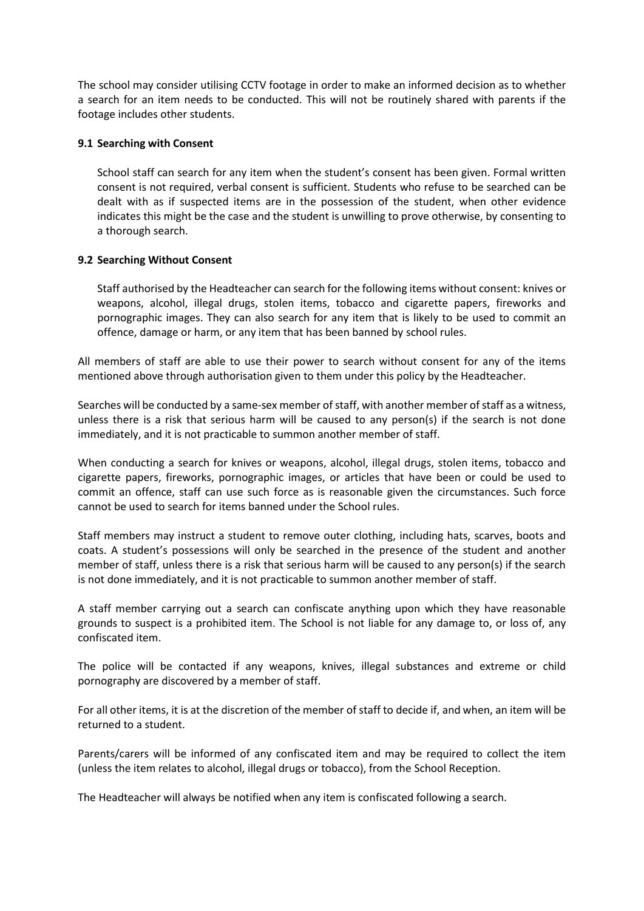The school may consider utilising CCTV footage in order to make an informed decision as to whether a search for an item needs to be conducted. This will not be routinely shared with parents if the footage includes other students.

### 9.1 Searching with Consent

School staff can search for any item when the student's consent has been given. Formal written consent is not required, verbal consent is sufficient. Students who refuse to be searched can be dealt with as if suspected items are in the possession of the student, when other evidence indicates this might be the case and the student is unwilling to prove otherwise, by consenting to a thorough search.

### 9.2 Searching Without Consent

Staff authorised by the Headteacher can search for the following items without consent: knives or weapons, alcohol, illegal drugs, stolen items, tobacco and cigarette papers, fireworks and pornographic images. They can also search for any item that is likely to be used to commit an offence, damage or harm, or any item that has been banned by school rules.

All members of staff are able to use their power to search without consent for any of the items mentioned above through authorisation given to them under this policy by the Headteacher.

Searches will be conducted by a same-sex member of staff, with another member of staff as a witness, unless there is a risk that serious harm will be caused to any person(s) if the search is not done immediately, and it is not practicable to summon another member of staff.

When conducting a search for knives or weapons, alcohol, illegal drugs, stolen items, tobacco and cigarette papers, fireworks, pornographic images, or articles that have been or could be used to commit an offence, staff can use such force as is reasonable given the circumstances. Such force cannot be used to search for items banned under the School rules.

Staff members may instruct a student to remove outer clothing, including hats, scarves, boots and coats. A student's possessions will only be searched in the presence of the student and another member of staff, unless there is a risk that serious harm will be caused to any person(s) if the search is not done immediately, and it is not practicable to summon another member of staff.

A staff member carrying out a search can confiscate anything upon which they have reasonable grounds to suspect is a prohibited item. The School is not liable for any damage to, or loss of, any confiscated item.

The police will be contacted if any weapons, knives, illegal substances and extreme or child pornography are discovered by a member of staff.

For all other items, it is at the discretion of the member of staff to decide if, and when, an item will be returned to a student.

Parents/carers will be informed of any confiscated item and may be required to collect the item (unless the item relates to alcohol, illegal drugs or tobacco), from the School Reception.

The Headteacher will always be notified when any item is confiscated following a search.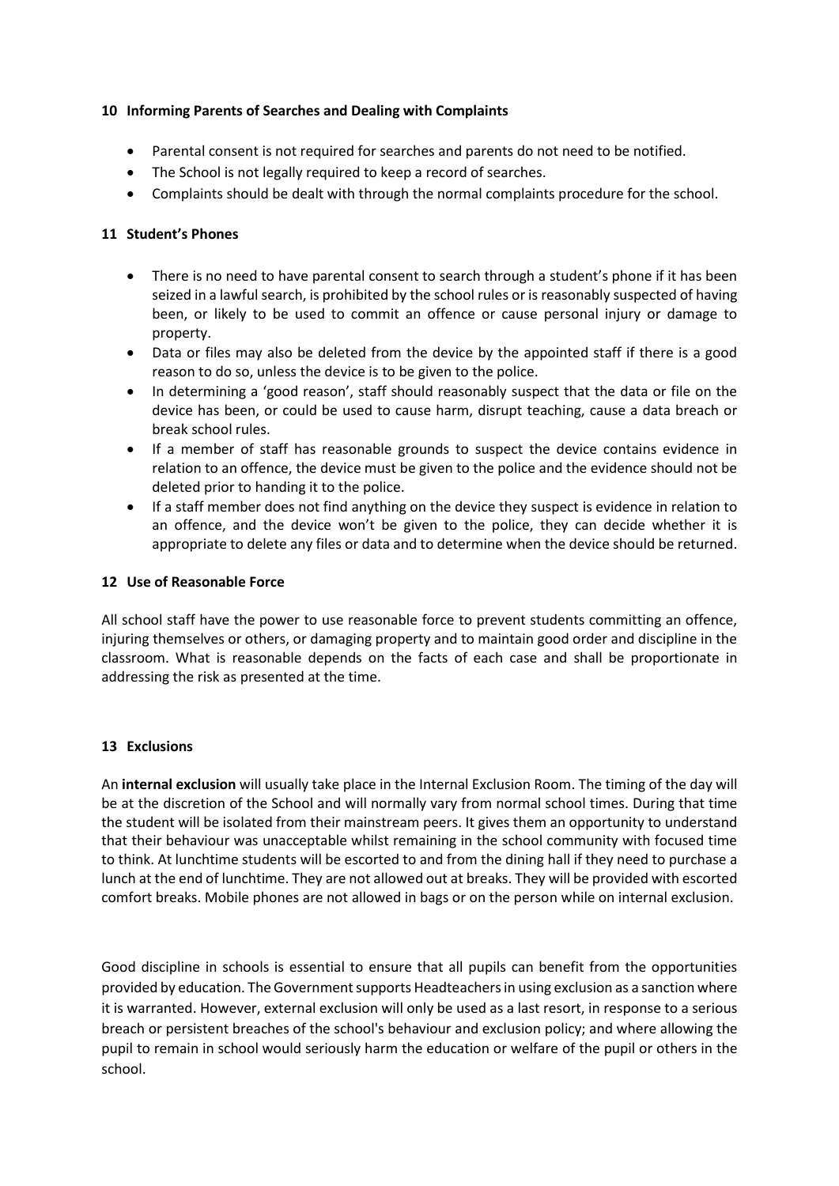## 10 Informing Parents of Searches and Dealing with Complaints

- Parental consent is not required for searches and parents do not need to be notified.
- The School is not legally required to keep a record of searches.
- Complaints should be dealt with through the normal complaints procedure for the school.

## 11 Student's Phones

- There is no need to have parental consent to search through a student's phone if it has been seized in a lawful search, is prohibited by the school rules or is reasonably suspected of having been, or likely to be used to commit an offence or cause personal injury or damage to property.
- Data or files may also be deleted from the device by the appointed staff if there is a good reason to do so, unless the device is to be given to the police.
- In determining a 'good reason', staff should reasonably suspect that the data or file on the device has been, or could be used to cause harm, disrupt teaching, cause a data breach or break school rules.
- If a member of staff has reasonable grounds to suspect the device contains evidence in relation to an offence, the device must be given to the police and the evidence should not be deleted prior to handing it to the police.
- If a staff member does not find anything on the device they suspect is evidence in relation to an offence, and the device won't be given to the police, they can decide whether it is appropriate to delete any files or data and to determine when the device should be returned.

## 12 Use of Reasonable Force

All school staff have the power to use reasonable force to prevent students committing an offence, injuring themselves or others, or damaging property and to maintain good order and discipline in the classroom. What is reasonable depends on the facts of each case and shall be proportionate in addressing the risk as presented at the time.

## 13 Exclusions

An **internal exclusion** will usually take place in the Internal Exclusion Room. The timing of the day will be at the discretion of the School and will normally vary from normal school times. During that time the student will be isolated from their mainstream peers. It gives them an opportunity to understand that their behaviour was unacceptable whilst remaining in the school community with focused time to think. At lunchtime students will be escorted to and from the dining hall if they need to purchase a lunch at the end of lunchtime. They are not allowed out at breaks. They will be provided with escorted comfort breaks. Mobile phones are not allowed in bags or on the person while on internal exclusion.

Good discipline in schools is essential to ensure that all pupils can benefit from the opportunities provided by education. The Government supports Headteachers in using exclusion as a sanction where it is warranted. However, external exclusion will only be used as a last resort, in response to a serious breach or persistent breaches of the school's behaviour and exclusion policy; and where allowing the pupil to remain in school would seriously harm the education or welfare of the pupil or others in the school.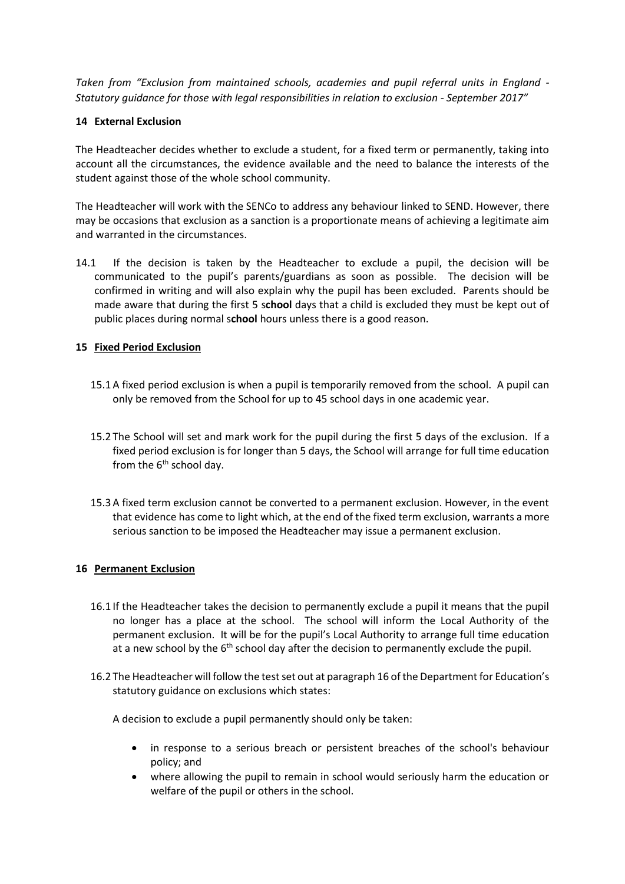*Taken from "Exclusion from maintained schools, academies and pupil referral units in England - Statutory guidance for those with legal responsibilities in relation to exclusion - September 2017"*

## 14 External Exclusion

The Headteacher decides whether to exclude a student, for a fixed term or permanently, taking into account all the circumstances, the evidence available and the need to balance the interests of the student against those of the whole school community.

The Headteacher will work with the SENCo to address any behaviour linked to SEND. However, there may be occasions that exclusion as a sanction is a proportionate means of achieving a legitimate aim and warranted in the circumstances.

14.1 If the decision is taken by the Headteacher to exclude a pupil, the decision will be communicated to the pupil's parents/guardians as soon as possible. The decision will be confirmed in writing and will also explain why the pupil has been excluded. Parents should be made aware that during the first 5 s**chool** days that a child is excluded they must be kept out of public places during normal s**chool** hours unless there is a good reason.

## 15 Fixed Period Exclusion

15.1 A fixed period exclusion is when a pupil is temporarily removed from the school. A pupil can only be removed from the School for up to 45 school days in one academic year.

15.2 The School will set and mark work for the pupil during the first 5 days of the exclusion. If a fixed period exclusion is for longer than 5 days, the School will arrange for full time education from the 6th school day.

15.3 A fixed term exclusion cannot be converted to a permanent exclusion. However, in the event that evidence has come to light which, at the end of the fixed term exclusion, warrants a more serious sanction to be imposed the Headteacher may issue a permanent exclusion.

## 16 Permanent Exclusion

16.1 If the Headteacher takes the decision to permanently exclude a pupil it means that the pupil no longer has a place at the school. The school will inform the Local Authority of the permanent exclusion. It will be for the pupil's Local Authority to arrange full time education at a new school by the 6th school day after the decision to permanently exclude the pupil.

16.2 The Headteacher will follow the test set out at paragraph 16 of the Department for Education's statutory guidance on exclusions which states:

A decision to exclude a pupil permanently should only be taken:

- in response to a serious breach or persistent breaches of the school's behaviour policy; and
- where allowing the pupil to remain in school would seriously harm the education or welfare of the pupil or others in the school.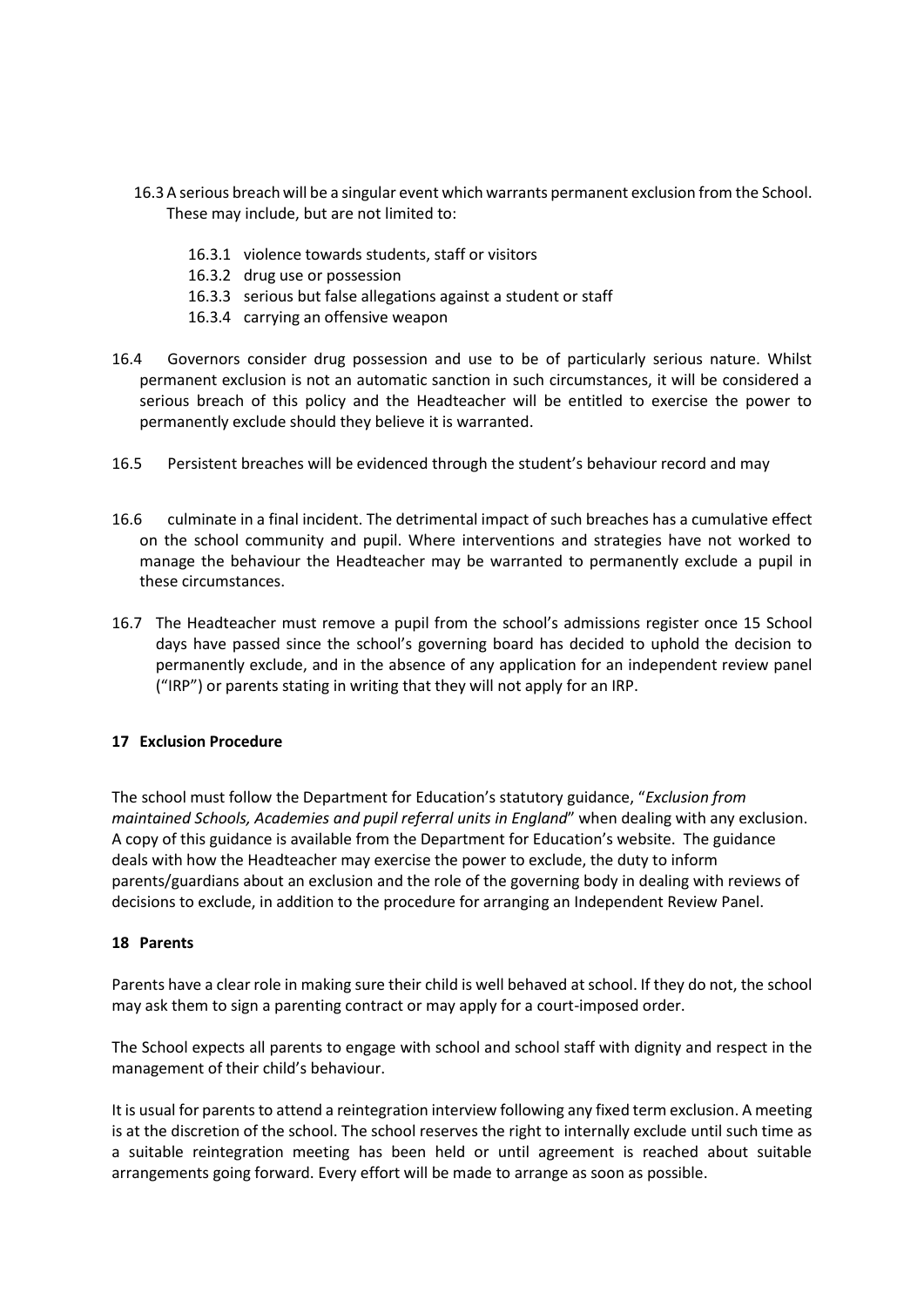16.3 A serious breach will be a singular event which warrants permanent exclusion from the School. These may include, but are not limited to:

- 16.3.1 violence towards students, staff or visitors
- 16.3.2 drug use or possession
- 16.3.3 serious but false allegations against a student or staff
- 16.3.4 carrying an offensive weapon

16.4 Governors consider drug possession and use to be of particularly serious nature. Whilst permanent exclusion is not an automatic sanction in such circumstances, it will be considered a serious breach of this policy and the Headteacher will be entitled to exercise the power to permanently exclude should they believe it is warranted.

16.5 Persistent breaches will be evidenced through the student's behaviour record and may

16.6 culminate in a final incident. The detrimental impact of such breaches has a cumulative effect on the school community and pupil. Where interventions and strategies have not worked to manage the behaviour the Headteacher may be warranted to permanently exclude a pupil in these circumstances.

16.7 The Headteacher must remove a pupil from the school's admissions register once 15 School days have passed since the school's governing board has decided to uphold the decision to permanently exclude, and in the absence of any application for an independent review panel ("IRP") or parents stating in writing that they will not apply for an IRP.

## 17 Exclusion Procedure

The school must follow the Department for Education's statutory guidance, "*Exclusion from maintained Schools, Academies and pupil referral units in England*" when dealing with any exclusion. A copy of this guidance is available from the Department for Education's website. The guidance deals with how the Headteacher may exercise the power to exclude, the duty to inform parents/guardians about an exclusion and the role of the governing body in dealing with reviews of decisions to exclude, in addition to the procedure for arranging an Independent Review Panel.

## 18 Parents

Parents have a clear role in making sure their child is well behaved at school. If they do not, the school may ask them to sign a parenting contract or may apply for a court-imposed order.

The School expects all parents to engage with school and school staff with dignity and respect in the management of their child's behaviour.

It is usual for parents to attend a reintegration interview following any fixed term exclusion. A meeting is at the discretion of the school. The school reserves the right to internally exclude until such time as a suitable reintegration meeting has been held or until agreement is reached about suitable arrangements going forward. Every effort will be made to arrange as soon as possible.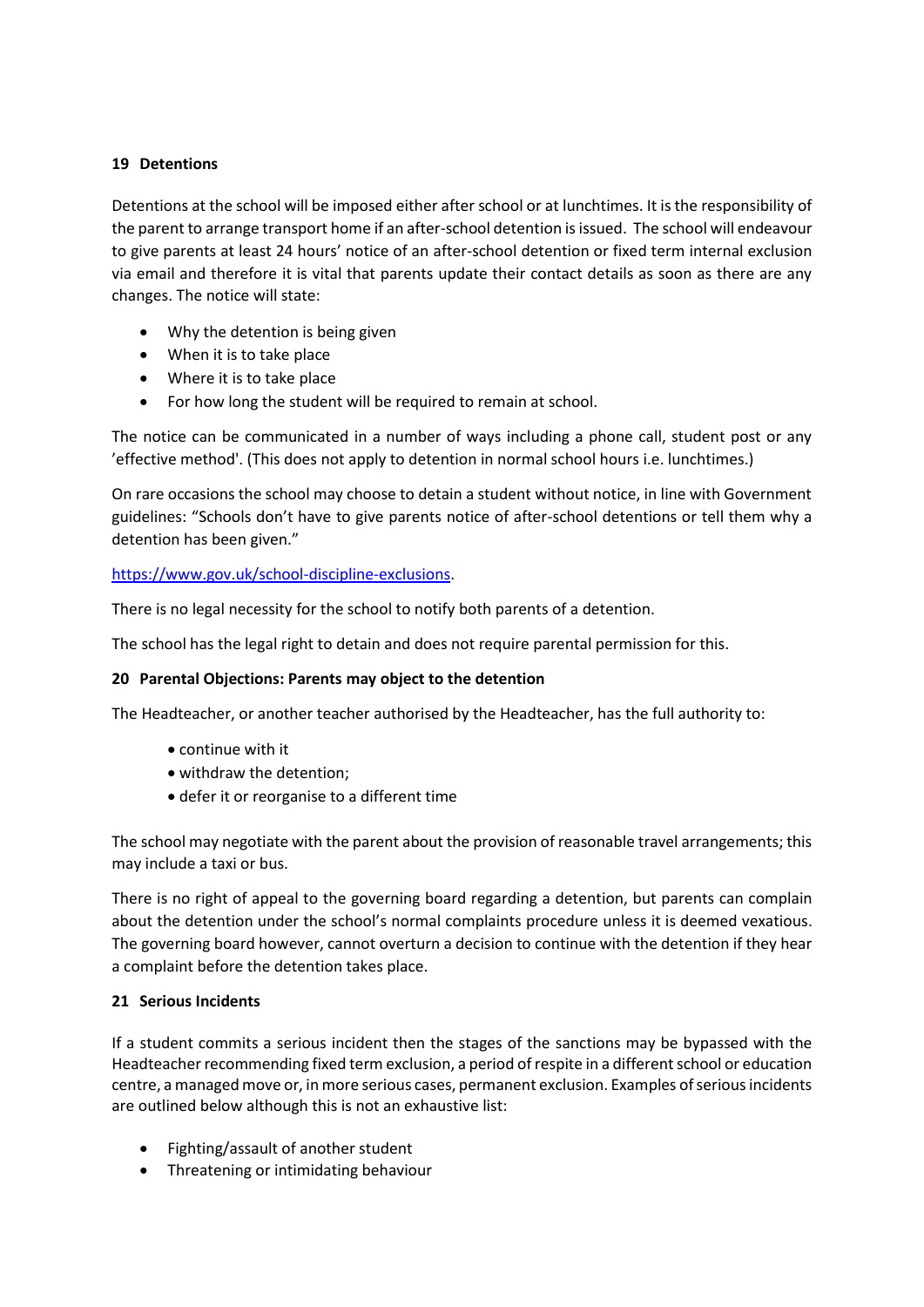## 19 Detentions

Detentions at the school will be imposed either after school or at lunchtimes. It is the responsibility of the parent to arrange transport home if an after-school detention is issued. The school will endeavour to give parents at least 24 hours' notice of an after-school detention or fixed term internal exclusion via email and therefore it is vital that parents update their contact details as soon as there are any changes. The notice will state:

- Why the detention is being given
- When it is to take place
- Where it is to take place
- For how long the student will be required to remain at school.

The notice can be communicated in a number of ways including a phone call, student post or any 'effective method'. (This does not apply to detention in normal school hours i.e. lunchtimes.)

On rare occasions the school may choose to detain a student without notice, in line with Government guidelines: "Schools don't have to give parents notice of after-school detentions or tell them why a detention has been given."

https://www.gov.uk/school-discipline-exclusions.

There is no legal necessity for the school to notify both parents of a detention.

The school has the legal right to detain and does not require parental permission for this.

## 20 Parental Objections: Parents may object to the detention

The Headteacher, or another teacher authorised by the Headteacher, has the full authority to:

- continue with it
- withdraw the detention;
- defer it or reorganise to a different time

The school may negotiate with the parent about the provision of reasonable travel arrangements; this may include a taxi or bus.

There is no right of appeal to the governing board regarding a detention, but parents can complain about the detention under the school's normal complaints procedure unless it is deemed vexatious. The governing board however, cannot overturn a decision to continue with the detention if they hear a complaint before the detention takes place.

## 21 Serious Incidents

If a student commits a serious incident then the stages of the sanctions may be bypassed with the Headteacher recommending fixed term exclusion, a period of respite in a different school or education centre, a managed move or, in more serious cases, permanent exclusion. Examples of serious incidents are outlined below although this is not an exhaustive list:

- Fighting/assault of another student
- Threatening or intimidating behaviour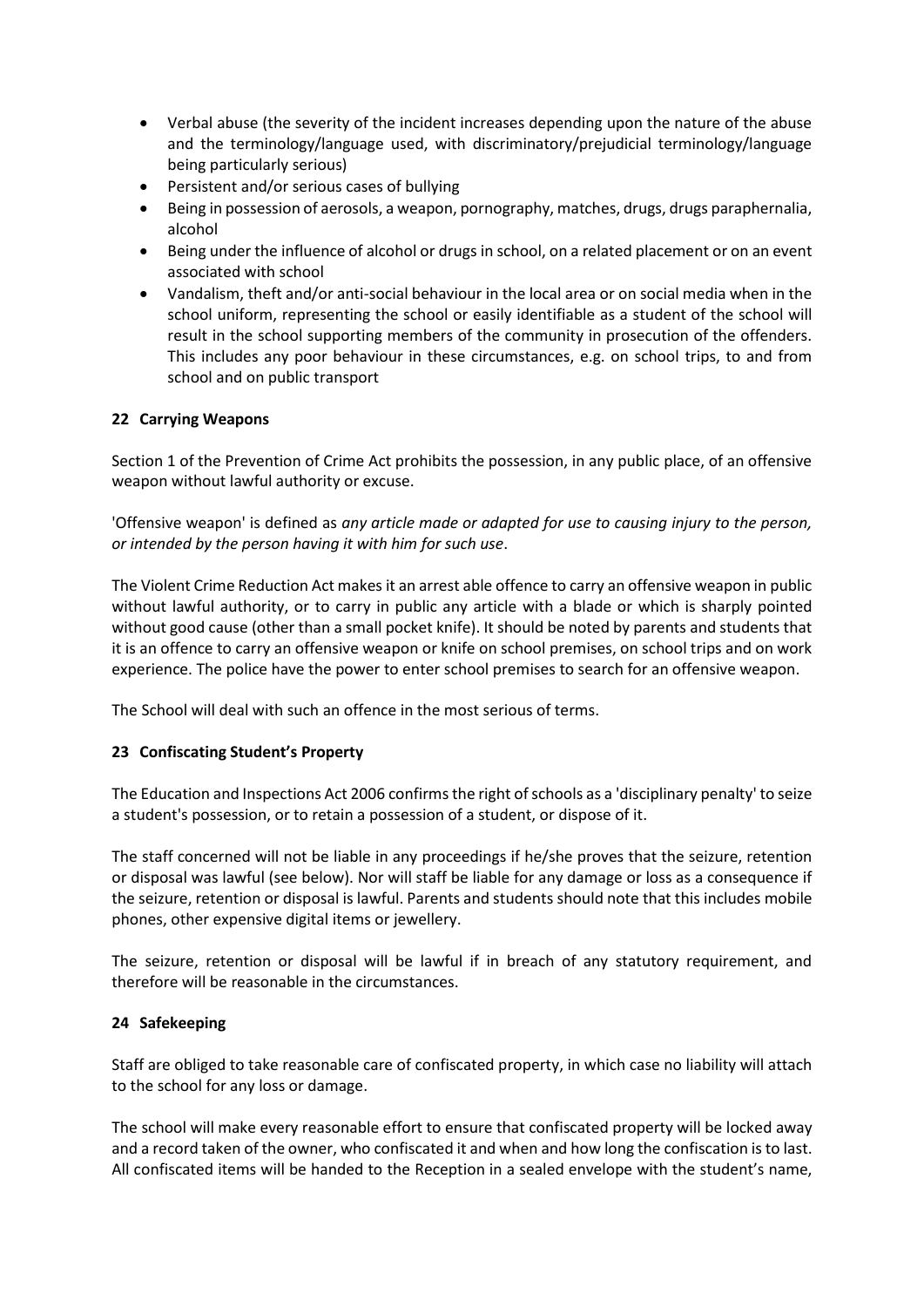- Verbal abuse (the severity of the incident increases depending upon the nature of the abuse and the terminology/language used, with discriminatory/prejudicial terminology/language being particularly serious)
- Persistent and/or serious cases of bullying
- Being in possession of aerosols, a weapon, pornography, matches, drugs, drugs paraphernalia, alcohol
- Being under the influence of alcohol or drugs in school, on a related placement or on an event associated with school
- Vandalism, theft and/or anti-social behaviour in the local area or on social media when in the school uniform, representing the school or easily identifiable as a student of the school will result in the school supporting members of the community in prosecution of the offenders. This includes any poor behaviour in these circumstances, e.g. on school trips, to and from school and on public transport

## 22 Carrying Weapons

Section 1 of the Prevention of Crime Act prohibits the possession, in any public place, of an offensive weapon without lawful authority or excuse.

'Offensive weapon' is defined as *any article made or adapted for use to causing injury to the person, or intended by the person having it with him for such use*.

The Violent Crime Reduction Act makes it an arrest able offence to carry an offensive weapon in public without lawful authority, or to carry in public any article with a blade or which is sharply pointed without good cause (other than a small pocket knife). It should be noted by parents and students that it is an offence to carry an offensive weapon or knife on school premises, on school trips and on work experience. The police have the power to enter school premises to search for an offensive weapon.

The School will deal with such an offence in the most serious of terms.

## 23 Confiscating Student's Property

The Education and Inspections Act 2006 confirms the right of schools as a 'disciplinary penalty' to seize a student's possession, or to retain a possession of a student, or dispose of it.

The staff concerned will not be liable in any proceedings if he/she proves that the seizure, retention or disposal was lawful (see below). Nor will staff be liable for any damage or loss as a consequence if the seizure, retention or disposal is lawful. Parents and students should note that this includes mobile phones, other expensive digital items or jewellery.

The seizure, retention or disposal will be lawful if in breach of any statutory requirement, and therefore will be reasonable in the circumstances.

## 24 Safekeeping

Staff are obliged to take reasonable care of confiscated property, in which case no liability will attach to the school for any loss or damage.

The school will make every reasonable effort to ensure that confiscated property will be locked away and a record taken of the owner, who confiscated it and when and how long the confiscation is to last. All confiscated items will be handed to the Reception in a sealed envelope with the student's name,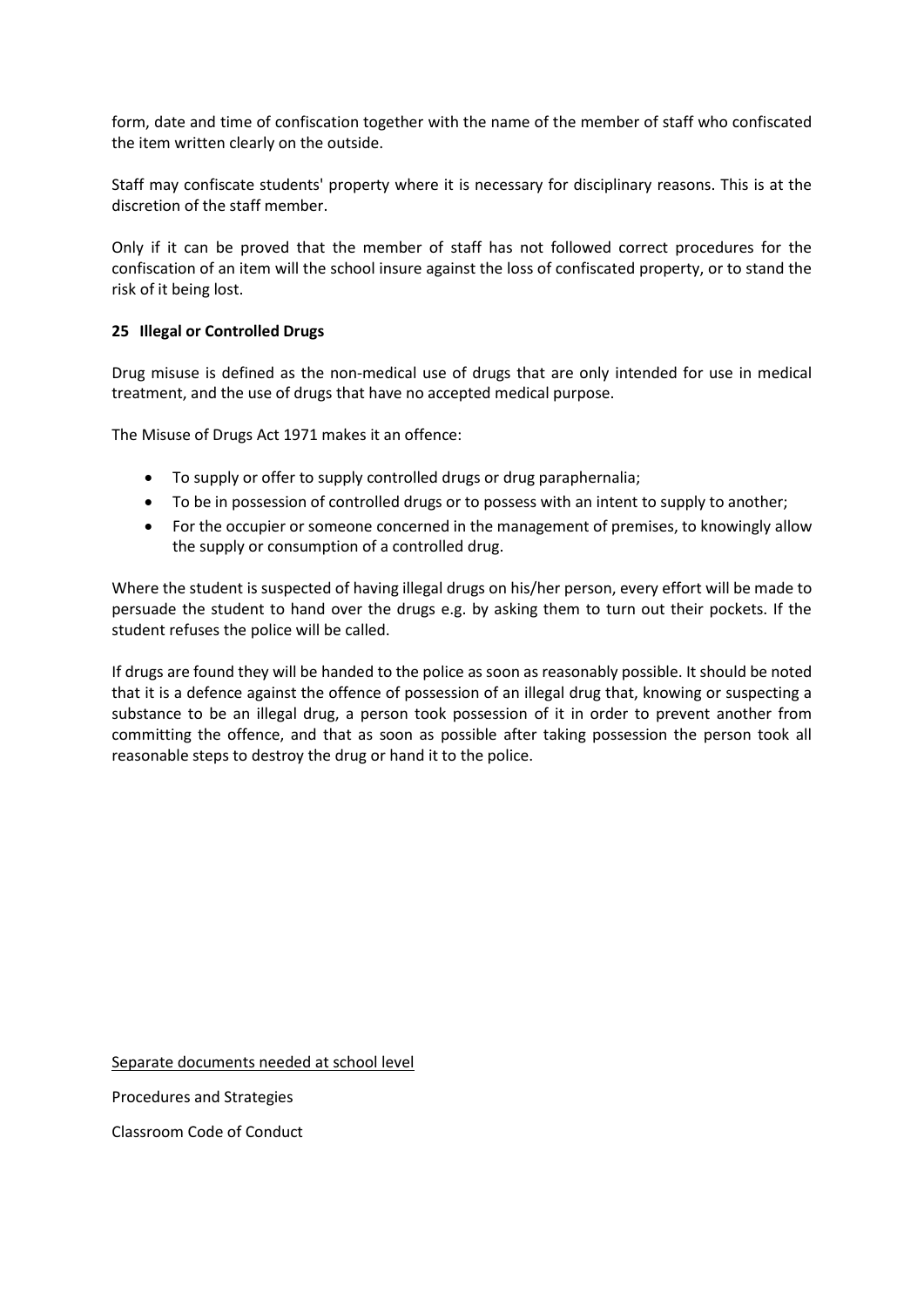form, date and time of confiscation together with the name of the member of staff who confiscated the item written clearly on the outside.

Staff may confiscate students' property where it is necessary for disciplinary reasons. This is at the discretion of the staff member.

Only if it can be proved that the member of staff has not followed correct procedures for the confiscation of an item will the school insure against the loss of confiscated property, or to stand the risk of it being lost.

**25 Illegal or Controlled Drugs**

Drug misuse is defined as the non-medical use of drugs that are only intended for use in medical treatment, and the use of drugs that have no accepted medical purpose.

The Misuse of Drugs Act 1971 makes it an offence:

- To supply or offer to supply controlled drugs or drug paraphernalia;
- To be in possession of controlled drugs or to possess with an intent to supply to another;
- For the occupier or someone concerned in the management of premises, to knowingly allow the supply or consumption of a controlled drug.

Where the student is suspected of having illegal drugs on his/her person, every effort will be made to persuade the student to hand over the drugs e.g. by asking them to turn out their pockets. If the student refuses the police will be called.

If drugs are found they will be handed to the police as soon as reasonably possible. It should be noted that it is a defence against the offence of possession of an illegal drug that, knowing or suspecting a substance to be an illegal drug, a person took possession of it in order to prevent another from committing the offence, and that as soon as possible after taking possession the person took all reasonable steps to destroy the drug or hand it to the police.

<u>Separate documents needed at school level</u>

Procedures and Strategies

Classroom Code of Conduct